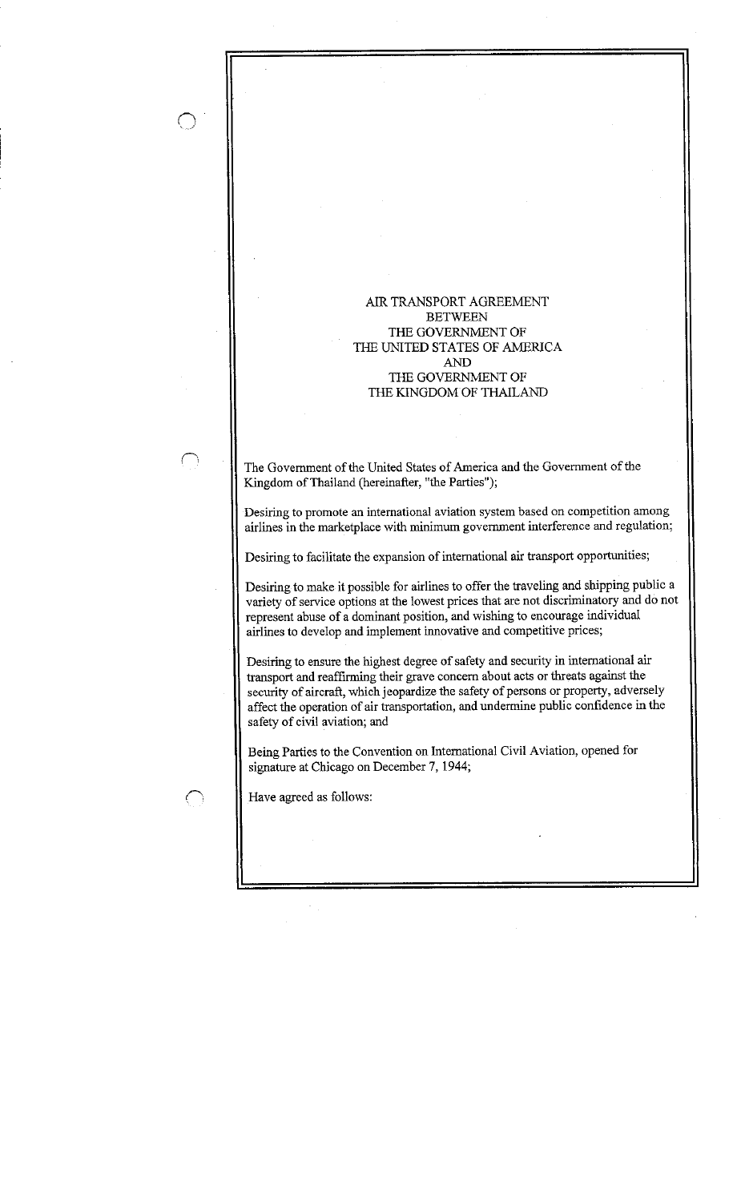# AIR TRANSPORT AGREEMENT BETWEEN THE GOVERNMENT OF THE UNITED STATES OF AMERICA AND THE GOVERNMENT OF THE KINGDOM OF THAILAND

The Government of the United States of America and the Government of the Kingdom of Thailand (hereinafter, "the Parties");

Desiring to promote an international aviation system based on competition among airlines in the marketplace with minimum government interference and regulation;

Desiring to facilitate the expansion of international air transport opportunities;

Desiring to make it possible for airlines to offer the traveling and shipping public a variety of service options at the lowest prices that are not discriminatory and do not represent abuse of a dominant position, and wishing to encourage individual airlines to develop and implement innovative and competitive prices;

Desiring to ensure the highest degree of safety and security in international air transport and reaffirming their grave concern about acts or threats against the security of aircraft, which jeopardize the safety of persons or property, adversely affect the operation of air transportation, and undermine public confidence in the safety of civil aviation; and

Being Parties to the Convention on International Civil Aviation, opened for signature at Chicago on December 7, 1944;

Have agreed as follows: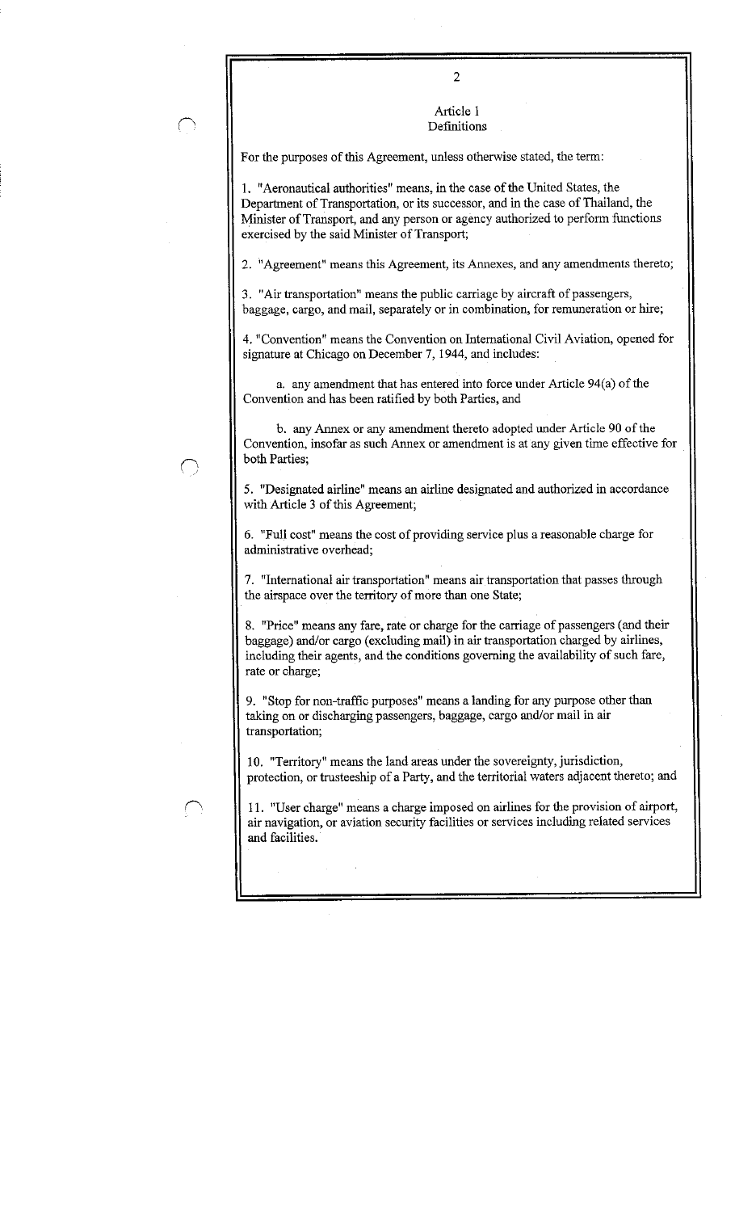## Article 1
## Definitions

For the purposes of this Agreement, unless otherwise stated, the term:

1. "Aeronautical authorities" means, in the case of the United States, the Department of Transportation, or its successor, and in the case of Thailand, the Minister of Transport, and any person or agency authorized to perform functions exercised by the said Minister of Transport;

2. "Agreement" means this Agreement, its Annexes, and any amendments thereto;

3. "Air transportation" means the public carriage by aircraft of passengers, baggage, cargo, and mail, separately or in combination, for remuneration or hire;

4. "Convention" means the Convention on International Civil Aviation, opened for signature at Chicago on December 7, 1944, and includes:

   a. any amendment that has entered into force under Article 94(a) of the Convention and has been ratified by both Parties, and

   b. any Annex or any amendment thereto adopted under Article 90 of the Convention, insofar as such Annex or amendment is at any given time effective for both Parties;

5. "Designated airline" means an airline designated and authorized in accordance with Article 3 of this Agreement;

6. "Full cost" means the cost of providing service plus a reasonable charge for administrative overhead;

7. "International air transportation" means air transportation that passes through the airspace over the territory of more than one State;

8. "Price" means any fare, rate or charge for the carriage of passengers (and their baggage) and/or cargo (excluding mail) in air transportation charged by airlines, including their agents, and the conditions governing the availability of such fare, rate or charge;

9. "Stop for non-traffic purposes" means a landing for any purpose other than taking on or discharging passengers, baggage, cargo and/or mail in air transportation;

10. "Territory" means the land areas under the sovereignty, jurisdiction, protection, or trusteeship of a Party, and the territorial waters adjacent thereto; and

11. "User charge" means a charge imposed on airlines for the provision of airport, air navigation, or aviation security facilities or services including related services and facilities.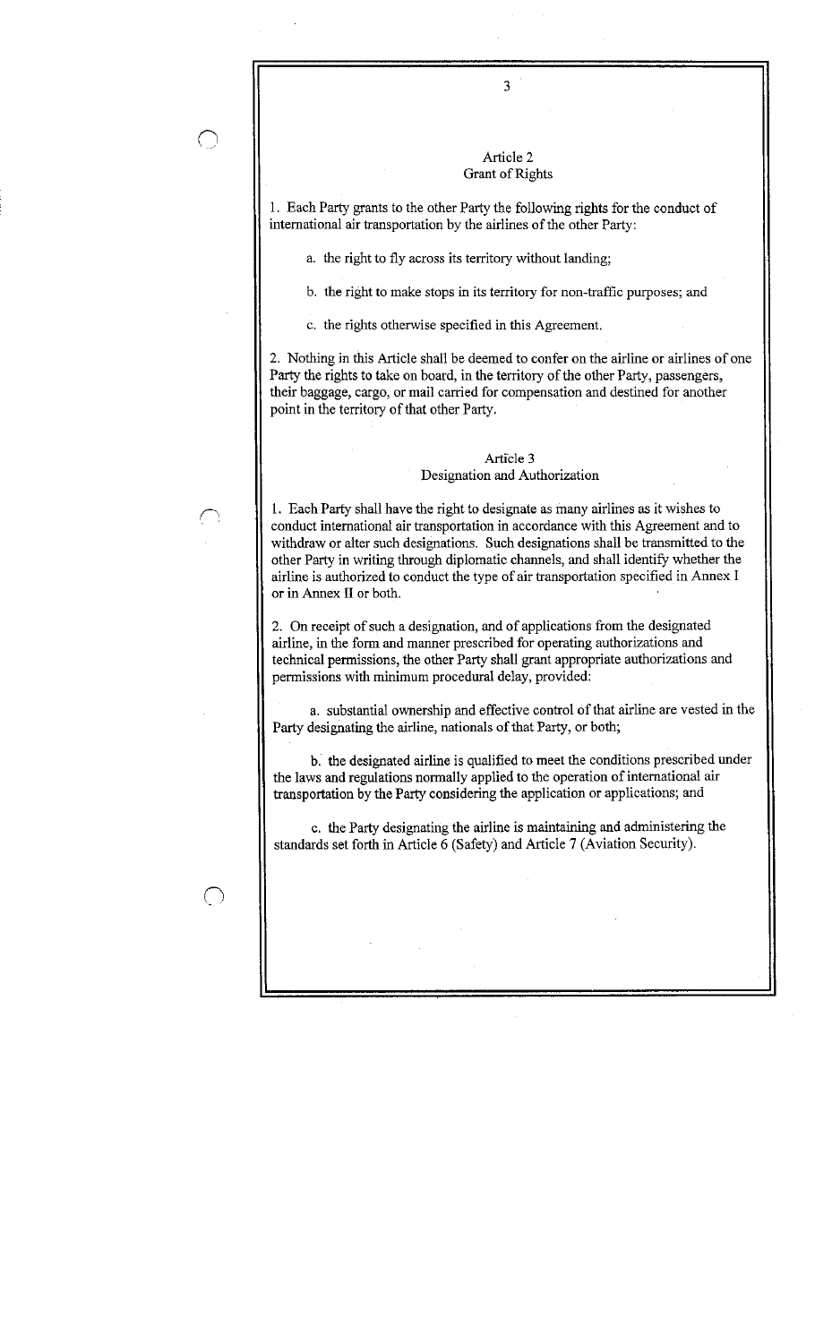## Article 2
## Grant of Rights

1. Each Party grants to the other Party the following rights for the conduct of international air transportation by the airlines of the other Party:

   a. the right to fly across its territory without landing;

   b. the right to make stops in its territory for non-traffic purposes; and

   c. the rights otherwise specified in this Agreement.

2. Nothing in this Article shall be deemed to confer on the airline or airlines of one Party the rights to take on board, in the territory of the other Party, passengers, their baggage, cargo, or mail carried for compensation and destined for another point in the territory of that other Party.

## Article 3
## Designation and Authorization

1. Each Party shall have the right to designate as many airlines as it wishes to conduct international air transportation in accordance with this Agreement and to withdraw or alter such designations. Such designations shall be transmitted to the other Party in writing through diplomatic channels, and shall identify whether the airline is authorized to conduct the type of air transportation specified in Annex I or in Annex II or both.

2. On receipt of such a designation, and of applications from the designated airline, in the form and manner prescribed for operating authorizations and technical permissions, the other Party shall grant appropriate authorizations and permissions with minimum procedural delay, provided:

   a. substantial ownership and effective control of that airline are vested in the Party designating the airline, nationals of that Party, or both;

   b. the designated airline is qualified to meet the conditions prescribed under the laws and regulations normally applied to the operation of international air transportation by the Party considering the application or applications; and

   c. the Party designating the airline is maintaining and administering the standards set forth in Article 6 (Safety) and Article 7 (Aviation Security).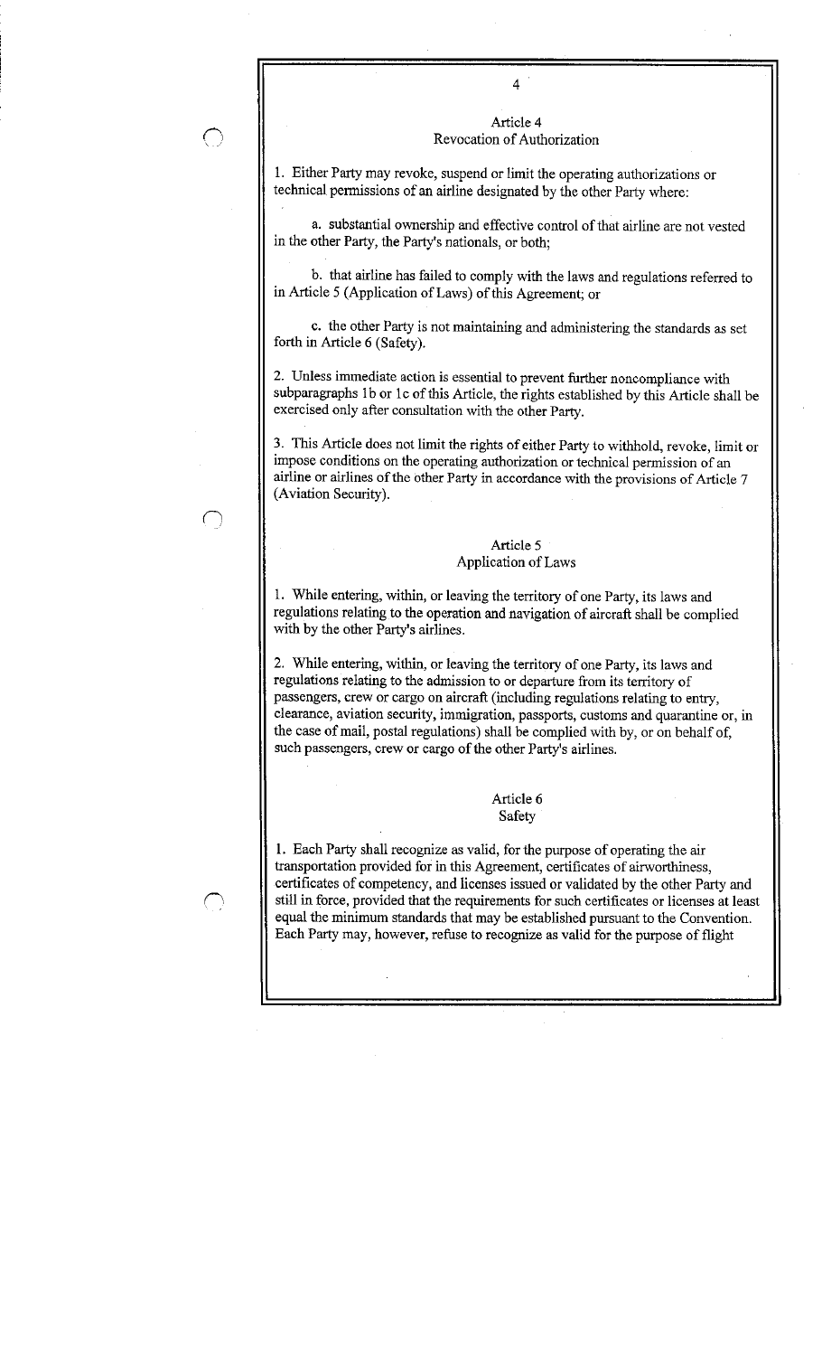## Article 4
## Revocation of Authorization

1. Either Party may revoke, suspend or limit the operating authorizations or technical permissions of an airline designated by the other Party where:

   a. substantial ownership and effective control of that airline are not vested in the other Party, the Party's nationals, or both;

   b. that airline has failed to comply with the laws and regulations referred to in Article 5 (Application of Laws) of this Agreement; or

   c. the other Party is not maintaining and administering the standards as set forth in Article 6 (Safety).

2. Unless immediate action is essential to prevent further noncompliance with subparagraphs 1b or 1c of this Article, the rights established by this Article shall be exercised only after consultation with the other Party.

3. This Article does not limit the rights of either Party to withhold, revoke, limit or impose conditions on the operating authorization or technical permission of an airline or airlines of the other Party in accordance with the provisions of Article 7 (Aviation Security).

## Article 5
## Application of Laws

1. While entering, within, or leaving the territory of one Party, its laws and regulations relating to the operation and navigation of aircraft shall be complied with by the other Party's airlines.

2. While entering, within, or leaving the territory of one Party, its laws and regulations relating to the admission to or departure from its territory of passengers, crew or cargo on aircraft (including regulations relating to entry, clearance, aviation security, immigration, passports, customs and quarantine or, in the case of mail, postal regulations) shall be complied with by, or on behalf of, such passengers, crew or cargo of the other Party's airlines.

## Article 6
## Safety

1. Each Party shall recognize as valid, for the purpose of operating the air transportation provided for in this Agreement, certificates of airworthiness, certificates of competency, and licenses issued or validated by the other Party and still in force, provided that the requirements for such certificates or licenses at least equal the minimum standards that may be established pursuant to the Convention. Each Party may, however, refuse to recognize as valid for the purpose of flight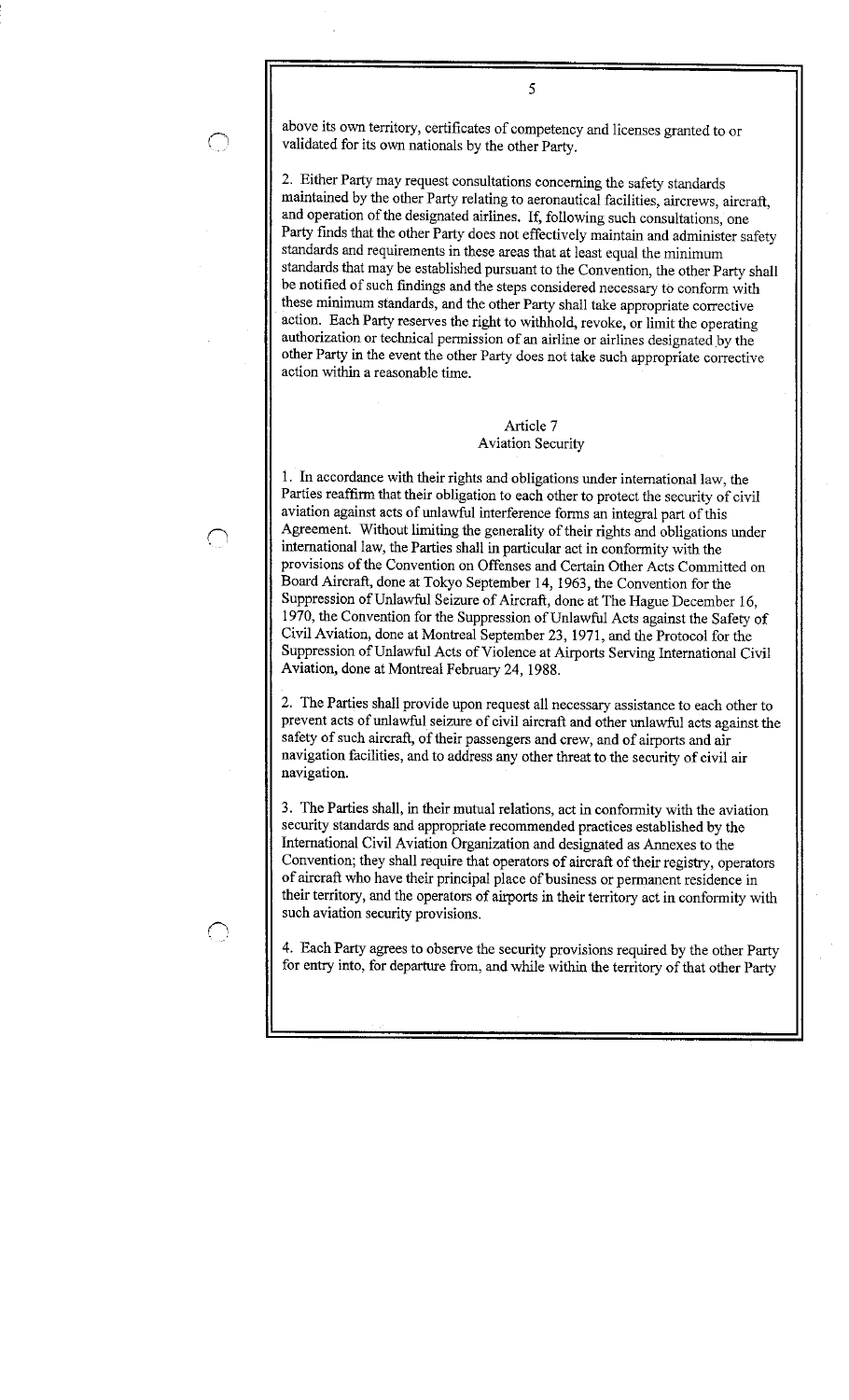above its own territory, certificates of competency and licenses granted to or validated for its own nationals by the other Party.

2. Either Party may request consultations concerning the safety standards maintained by the other Party relating to aeronautical facilities, aircrews, aircraft, and operation of the designated airlines. If, following such consultations, one Party finds that the other Party does not effectively maintain and administer safety standards and requirements in these areas that at least equal the minimum standards that may be established pursuant to the Convention, the other Party shall be notified of such findings and the steps considered necessary to conform with these minimum standards, and the other Party shall take appropriate corrective action. Each Party reserves the right to withhold, revoke, or limit the operating authorization or technical permission of an airline or airlines designated by the other Party in the event the other Party does not take such appropriate corrective action within a reasonable time.

## Article 7
## Aviation Security

1. In accordance with their rights and obligations under international law, the Parties reaffirm that their obligation to each other to protect the security of civil aviation against acts of unlawful interference forms an integral part of this Agreement. Without limiting the generality of their rights and obligations under international law, the Parties shall in particular act in conformity with the provisions of the Convention on Offenses and Certain Other Acts Committed on Board Aircraft, done at Tokyo September 14, 1963, the Convention for the Suppression of Unlawful Seizure of Aircraft, done at The Hague December 16, 1970, the Convention for the Suppression of Unlawful Acts against the Safety of Civil Aviation, done at Montreal September 23, 1971, and the Protocol for the Suppression of Unlawful Acts of Violence at Airports Serving International Civil Aviation, done at Montreal February 24, 1988.

2. The Parties shall provide upon request all necessary assistance to each other to prevent acts of unlawful seizure of civil aircraft and other unlawful acts against the safety of such aircraft, of their passengers and crew, and of airports and air navigation facilities, and to address any other threat to the security of civil air navigation.

3. The Parties shall, in their mutual relations, act in conformity with the aviation security standards and appropriate recommended practices established by the International Civil Aviation Organization and designated as Annexes to the Convention; they shall require that operators of aircraft of their registry, operators of aircraft who have their principal place of business or permanent residence in their territory, and the operators of airports in their territory act in conformity with such aviation security provisions.

4. Each Party agrees to observe the security provisions required by the other Party for entry into, for departure from, and while within the territory of that other Party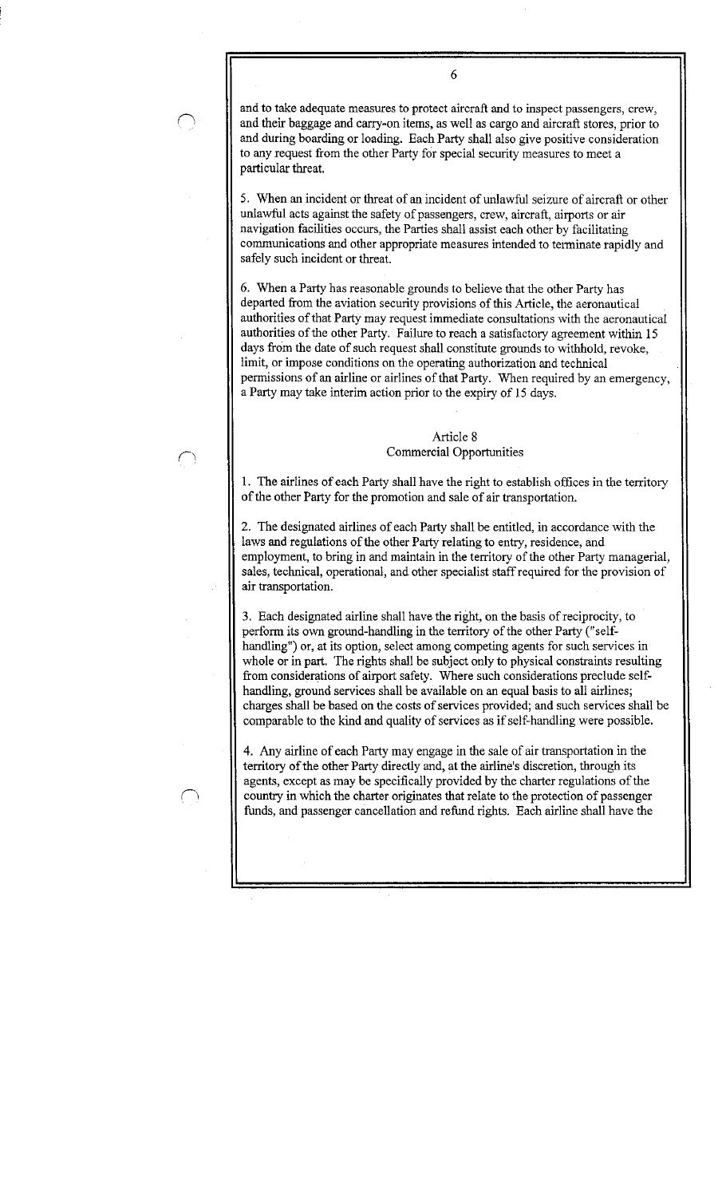and to take adequate measures to protect aircraft and to inspect passengers, crew, and their baggage and carry-on items, as well as cargo and aircraft stores, prior to and during boarding or loading. Each Party shall also give positive consideration to any request from the other Party for special security measures to meet a particular threat.

5. When an incident or threat of an incident of unlawful seizure of aircraft or other unlawful acts against the safety of passengers, crew, aircraft, airports or air navigation facilities occurs, the Parties shall assist each other by facilitating communications and other appropriate measures intended to terminate rapidly and safely such incident or threat.

6. When a Party has reasonable grounds to believe that the other Party has departed from the aviation security provisions of this Article, the aeronautical authorities of that Party may request immediate consultations with the aeronautical authorities of the other Party. Failure to reach a satisfactory agreement within 15 days from the date of such request shall constitute grounds to withhold, revoke, limit, or impose conditions on the operating authorization and technical permissions of an airline or airlines of that Party. When required by an emergency, a Party may take interim action prior to the expiry of 15 days.

## Article 8
## Commercial Opportunities

1. The airlines of each Party shall have the right to establish offices in the territory of the other Party for the promotion and sale of air transportation.

2. The designated airlines of each Party shall be entitled, in accordance with the laws and regulations of the other Party relating to entry, residence, and employment, to bring in and maintain in the territory of the other Party managerial, sales, technical, operational, and other specialist staff required for the provision of air transportation.

3. Each designated airline shall have the right, on the basis of reciprocity, to perform its own ground-handling in the territory of the other Party ("self-handling") or, at its option, select among competing agents for such services in whole or in part. The rights shall be subject only to physical constraints resulting from considerations of airport safety. Where such considerations preclude self-handling, ground services shall be available on an equal basis to all airlines; charges shall be based on the costs of services provided; and such services shall be comparable to the kind and quality of services as if self-handling were possible.

4. Any airline of each Party may engage in the sale of air transportation in the territory of the other Party directly and, at the airline's discretion, through its agents, except as may be specifically provided by the charter regulations of the country in which the charter originates that relate to the protection of passenger funds, and passenger cancellation and refund rights. Each airline shall have the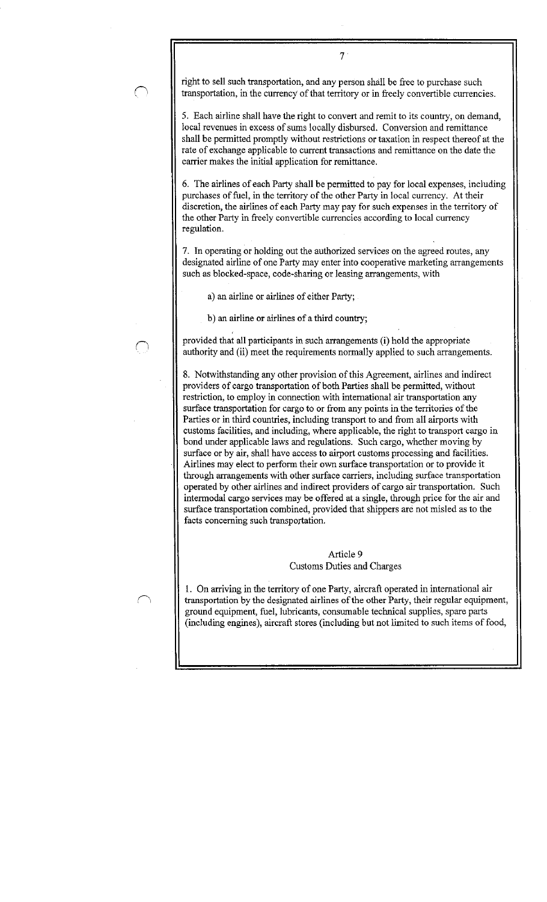right to sell such transportation, and any person shall be free to purchase such transportation, in the currency of that territory or in freely convertible currencies.

5. Each airline shall have the right to convert and remit to its country, on demand, local revenues in excess of sums locally disbursed. Conversion and remittance shall be permitted promptly without restrictions or taxation in respect thereof at the rate of exchange applicable to current transactions and remittance on the date the carrier makes the initial application for remittance.

6. The airlines of each Party shall be permitted to pay for local expenses, including purchases of fuel, in the territory of the other Party in local currency. At their discretion, the airlines of each Party may pay for such expenses in the territory of the other Party in freely convertible currencies according to local currency regulation.

7. In operating or holding out the authorized services on the agreed routes, any designated airline of one Party may enter into cooperative marketing arrangements such as blocked-space, code-sharing or leasing arrangements, with

a) an airline or airlines of either Party;

b) an airline or airlines of a third country;

provided that all participants in such arrangements (i) hold the appropriate authority and (ii) meet the requirements normally applied to such arrangements.

8. Notwithstanding any other provision of this Agreement, airlines and indirect providers of cargo transportation of both Parties shall be permitted, without restriction, to employ in connection with international air transportation any surface transportation for cargo to or from any points in the territories of the Parties or in third countries, including transport to and from all airports with customs facilities, and including, where applicable, the right to transport cargo in bond under applicable laws and regulations. Such cargo, whether moving by surface or by air, shall have access to airport customs processing and facilities. Airlines may elect to perform their own surface transportation or to provide it through arrangements with other surface carriers, including surface transportation operated by other airlines and indirect providers of cargo air transportation. Such intermodal cargo services may be offered at a single, through price for the air and surface transportation combined, provided that shippers are not misled as to the facts concerning such transportation.

## Article 9
## Customs Duties and Charges

1. On arriving in the territory of one Party, aircraft operated in international air transportation by the designated airlines of the other Party, their regular equipment, ground equipment, fuel, lubricants, consumable technical supplies, spare parts (including engines), aircraft stores (including but not limited to such items of food,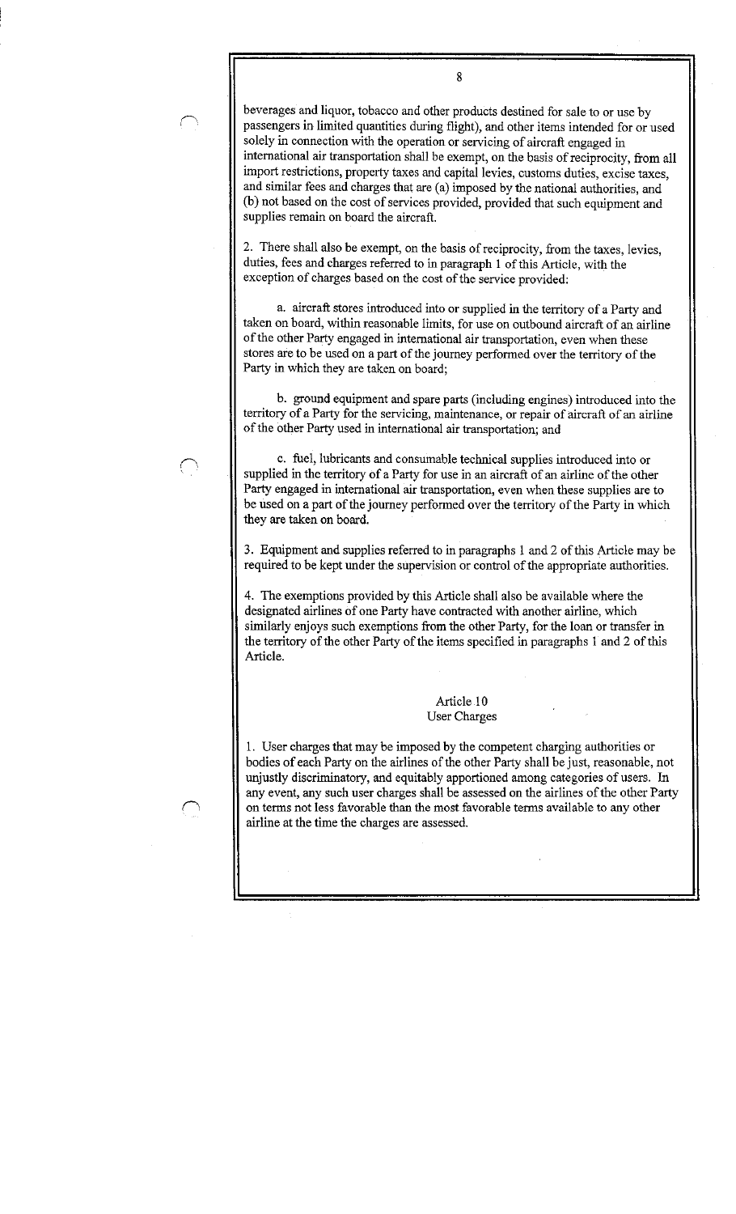beverages and liquor, tobacco and other products destined for sale to or use by passengers in limited quantities during flight), and other items intended for or used solely in connection with the operation or servicing of aircraft engaged in international air transportation shall be exempt, on the basis of reciprocity, from all import restrictions, property taxes and capital levies, customs duties, excise taxes, and similar fees and charges that are (a) imposed by the national authorities, and (b) not based on the cost of services provided, provided that such equipment and supplies remain on board the aircraft.

2. There shall also be exempt, on the basis of reciprocity, from the taxes, levies, duties, fees and charges referred to in paragraph 1 of this Article, with the exception of charges based on the cost of the service provided:

a. aircraft stores introduced into or supplied in the territory of a Party and taken on board, within reasonable limits, for use on outbound aircraft of an airline of the other Party engaged in international air transportation, even when these stores are to be used on a part of the journey performed over the territory of the Party in which they are taken on board;

b. ground equipment and spare parts (including engines) introduced into the territory of a Party for the servicing, maintenance, or repair of aircraft of an airline of the other Party used in international air transportation; and

c. fuel, lubricants and consumable technical supplies introduced into or supplied in the territory of a Party for use in an aircraft of an airline of the other Party engaged in international air transportation, even when these supplies are to be used on a part of the journey performed over the territory of the Party in which they are taken on board.

3. Equipment and supplies referred to in paragraphs 1 and 2 of this Article may be required to be kept under the supervision or control of the appropriate authorities.

4. The exemptions provided by this Article shall also be available where the designated airlines of one Party have contracted with another airline, which similarly enjoys such exemptions from the other Party, for the loan or transfer in the territory of the other Party of the items specified in paragraphs 1 and 2 of this Article.

## Article 10
## User Charges

1. User charges that may be imposed by the competent charging authorities or bodies of each Party on the airlines of the other Party shall be just, reasonable, not unjustly discriminatory, and equitably apportioned among categories of users. In any event, any such user charges shall be assessed on the airlines of the other Party on terms not less favorable than the most favorable terms available to any other airline at the time the charges are assessed.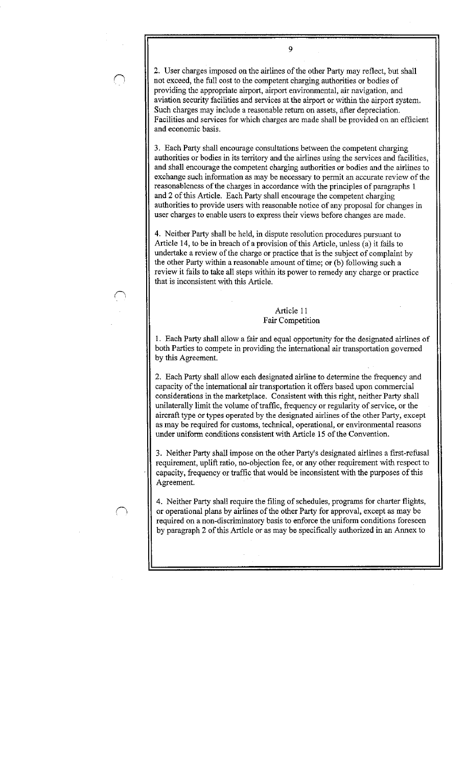2. User charges imposed on the airlines of the other Party may reflect, but shall not exceed, the full cost to the competent charging authorities or bodies of providing the appropriate airport, airport environmental, air navigation, and aviation security facilities and services at the airport or within the airport system. Such charges may include a reasonable return on assets, after depreciation. Facilities and services for which charges are made shall be provided on an efficient and economic basis.

3. Each Party shall encourage consultations between the competent charging authorities or bodies in its territory and the airlines using the services and facilities, and shall encourage the competent charging authorities or bodies and the airlines to exchange such information as may be necessary to permit an accurate review of the reasonableness of the charges in accordance with the principles of paragraphs 1 and 2 of this Article. Each Party shall encourage the competent charging authorities to provide users with reasonable notice of any proposal for changes in user charges to enable users to express their views before changes are made.

4. Neither Party shall be held, in dispute resolution procedures pursuant to Article 14, to be in breach of a provision of this Article, unless (a) it fails to undertake a review of the charge or practice that is the subject of complaint by the other Party within a reasonable amount of time; or (b) following such a review it fails to take all steps within its power to remedy any charge or practice that is inconsistent with this Article.

## Article 11
## Fair Competition

1. Each Party shall allow a fair and equal opportunity for the designated airlines of both Parties to compete in providing the international air transportation governed by this Agreement.

2. Each Party shall allow each designated airline to determine the frequency and capacity of the international air transportation it offers based upon commercial considerations in the marketplace. Consistent with this right, neither Party shall unilaterally limit the volume of traffic, frequency or regularity of service, or the aircraft type or types operated by the designated airlines of the other Party, except as may be required for customs, technical, operational, or environmental reasons under uniform conditions consistent with Article 15 of the Convention.

3. Neither Party shall impose on the other Party's designated airlines a first-refusal requirement, uplift ratio, no-objection fee, or any other requirement with respect to capacity, frequency or traffic that would be inconsistent with the purposes of this Agreement.

4. Neither Party shall require the filing of schedules, programs for charter flights, or operational plans by airlines of the other Party for approval, except as may be required on a non-discriminatory basis to enforce the uniform conditions foreseen by paragraph 2 of this Article or as may be specifically authorized in an Annex to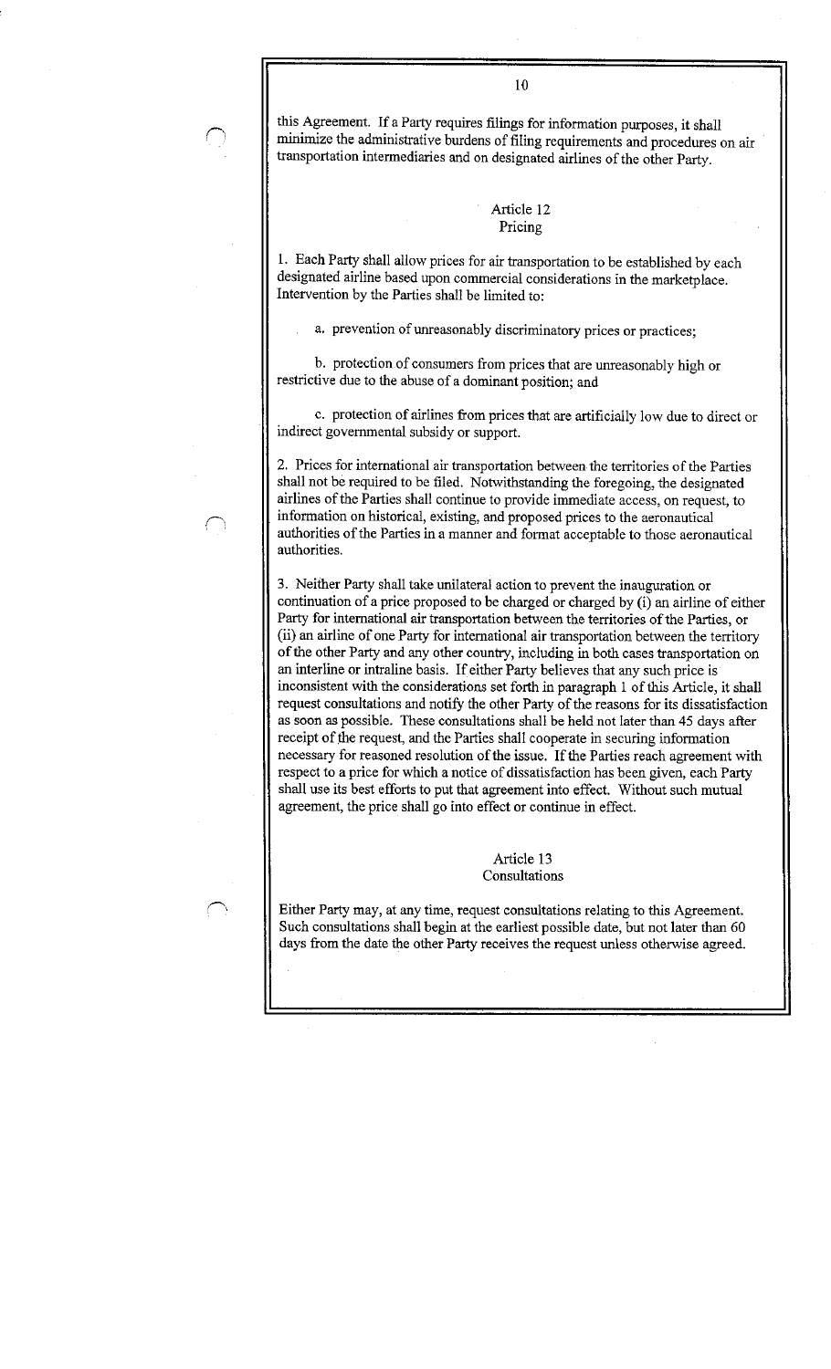this Agreement. If a Party requires filings for information purposes, it shall minimize the administrative burdens of filing requirements and procedures on air transportation intermediaries and on designated airlines of the other Party.

## Article 12
## Pricing

1. Each Party shall allow prices for air transportation to be established by each designated airline based upon commercial considerations in the marketplace. Intervention by the Parties shall be limited to:

   a. prevention of unreasonably discriminatory prices or practices;

   b. protection of consumers from prices that are unreasonably high or restrictive due to the abuse of a dominant position; and

   c. protection of airlines from prices that are artificially low due to direct or indirect governmental subsidy or support.

2. Prices for international air transportation between the territories of the Parties shall not be required to be filed. Notwithstanding the foregoing, the designated airlines of the Parties shall continue to provide immediate access, on request, to information on historical, existing, and proposed prices to the aeronautical authorities of the Parties in a manner and format acceptable to those aeronautical authorities.

3. Neither Party shall take unilateral action to prevent the inauguration or continuation of a price proposed to be charged or charged by (i) an airline of either Party for international air transportation between the territories of the Parties, or (ii) an airline of one Party for international air transportation between the territory of the other Party and any other country, including in both cases transportation on an interline or intraline basis. If either Party believes that any such price is inconsistent with the considerations set forth in paragraph 1 of this Article, it shall request consultations and notify the other Party of the reasons for its dissatisfaction as soon as possible. These consultations shall be held not later than 45 days after receipt of the request, and the Parties shall cooperate in securing information necessary for reasoned resolution of the issue. If the Parties reach agreement with respect to a price for which a notice of dissatisfaction has been given, each Party shall use its best efforts to put that agreement into effect. Without such mutual agreement, the price shall go into effect or continue in effect.

## Article 13
## Consultations

Either Party may, at any time, request consultations relating to this Agreement. Such consultations shall begin at the earliest possible date, but not later than 60 days from the date the other Party receives the request unless otherwise agreed.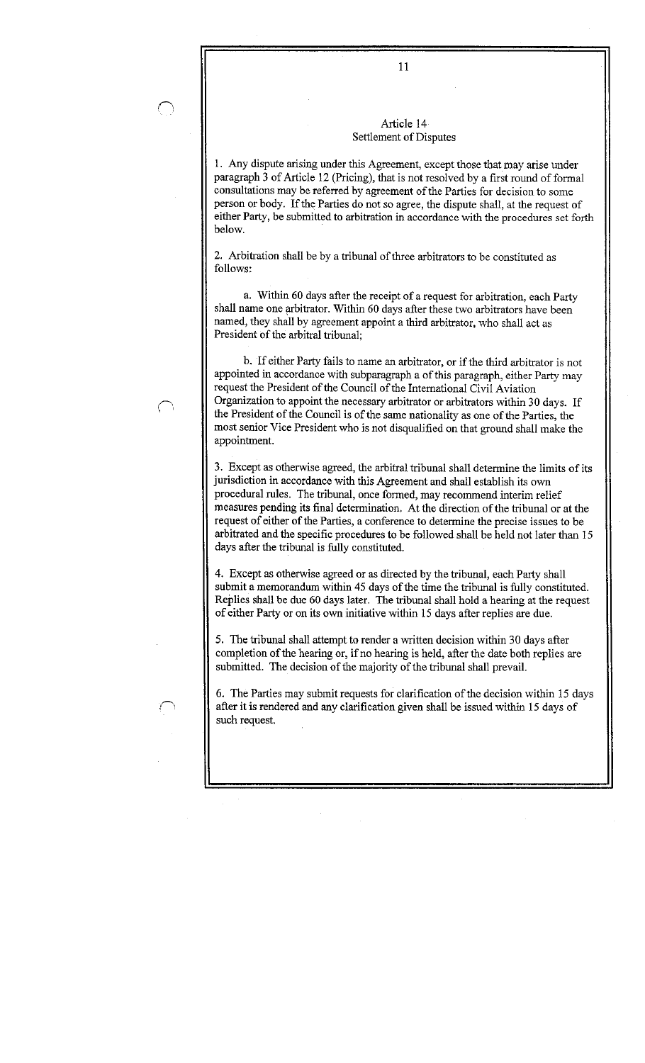## Article 14
## Settlement of Disputes

1. Any dispute arising under this Agreement, except those that may arise under paragraph 3 of Article 12 (Pricing), that is not resolved by a first round of formal consultations may be referred by agreement of the Parties for decision to some person or body. If the Parties do not so agree, the dispute shall, at the request of either Party, be submitted to arbitration in accordance with the procedures set forth below.

2. Arbitration shall be by a tribunal of three arbitrators to be constituted as follows:

a. Within 60 days after the receipt of a request for arbitration, each Party shall name one arbitrator. Within 60 days after these two arbitrators have been named, they shall by agreement appoint a third arbitrator, who shall act as President of the arbitral tribunal;

b. If either Party fails to name an arbitrator, or if the third arbitrator is not appointed in accordance with subparagraph a of this paragraph, either Party may request the President of the Council of the International Civil Aviation Organization to appoint the necessary arbitrator or arbitrators within 30 days. If the President of the Council is of the same nationality as one of the Parties, the most senior Vice President who is not disqualified on that ground shall make the appointment.

3. Except as otherwise agreed, the arbitral tribunal shall determine the limits of its jurisdiction in accordance with this Agreement and shall establish its own procedural rules. The tribunal, once formed, may recommend interim relief measures pending its final determination. At the direction of the tribunal or at the request of either of the Parties, a conference to determine the precise issues to be arbitrated and the specific procedures to be followed shall be held not later than 15 days after the tribunal is fully constituted.

4. Except as otherwise agreed or as directed by the tribunal, each Party shall submit a memorandum within 45 days of the time the tribunal is fully constituted. Replies shall be due 60 days later. The tribunal shall hold a hearing at the request of either Party or on its own initiative within 15 days after replies are due.

5. The tribunal shall attempt to render a written decision within 30 days after completion of the hearing or, if no hearing is held, after the date both replies are submitted. The decision of the majority of the tribunal shall prevail.

6. The Parties may submit requests for clarification of the decision within 15 days after it is rendered and any clarification given shall be issued within 15 days of such request.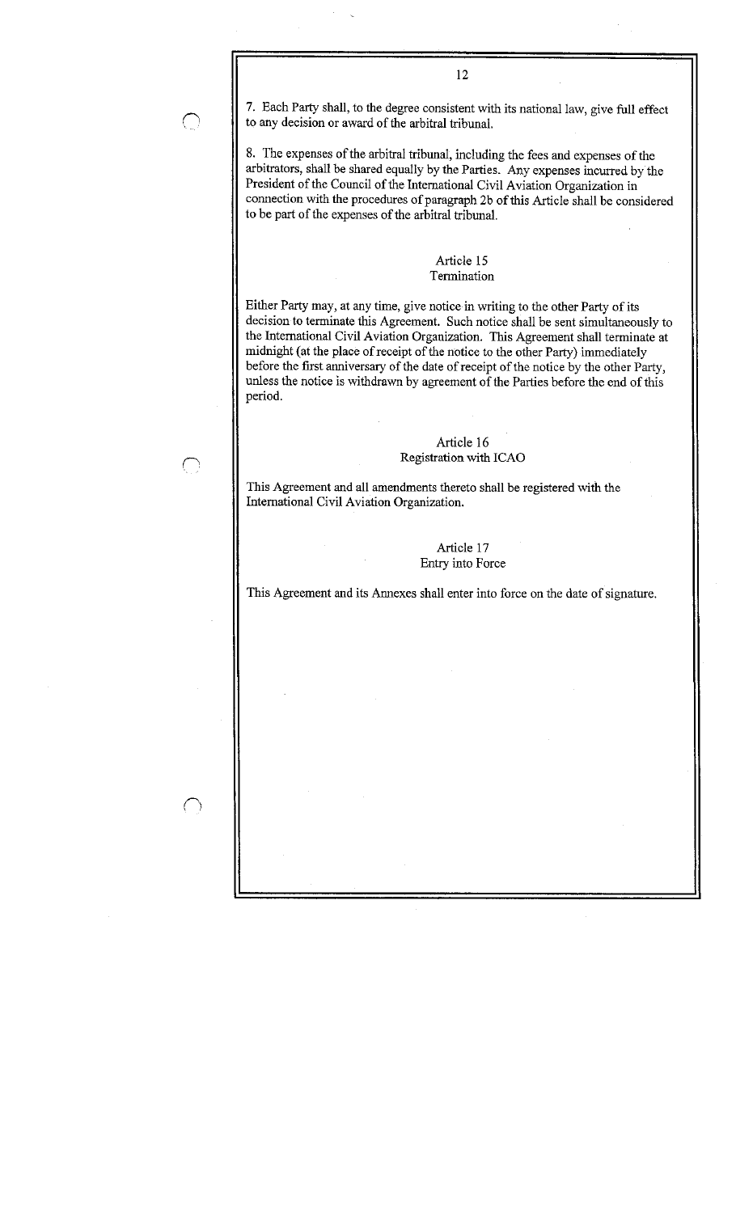7. Each Party shall, to the degree consistent with its national law, give full effect to any decision or award of the arbitral tribunal.

8. The expenses of the arbitral tribunal, including the fees and expenses of the arbitrators, shall be shared equally by the Parties. Any expenses incurred by the President of the Council of the International Civil Aviation Organization in connection with the procedures of paragraph 2b of this Article shall be considered to be part of the expenses of the arbitral tribunal.

## Article 15
## Termination

Either Party may, at any time, give notice in writing to the other Party of its decision to terminate this Agreement. Such notice shall be sent simultaneously to the International Civil Aviation Organization. This Agreement shall terminate at midnight (at the place of receipt of the notice to the other Party) immediately before the first anniversary of the date of receipt of the notice by the other Party, unless the notice is withdrawn by agreement of the Parties before the end of this period.

## Article 16
## Registration with ICAO

This Agreement and all amendments thereto shall be registered with the International Civil Aviation Organization.

## Article 17
## Entry into Force

This Agreement and its Annexes shall enter into force on the date of signature.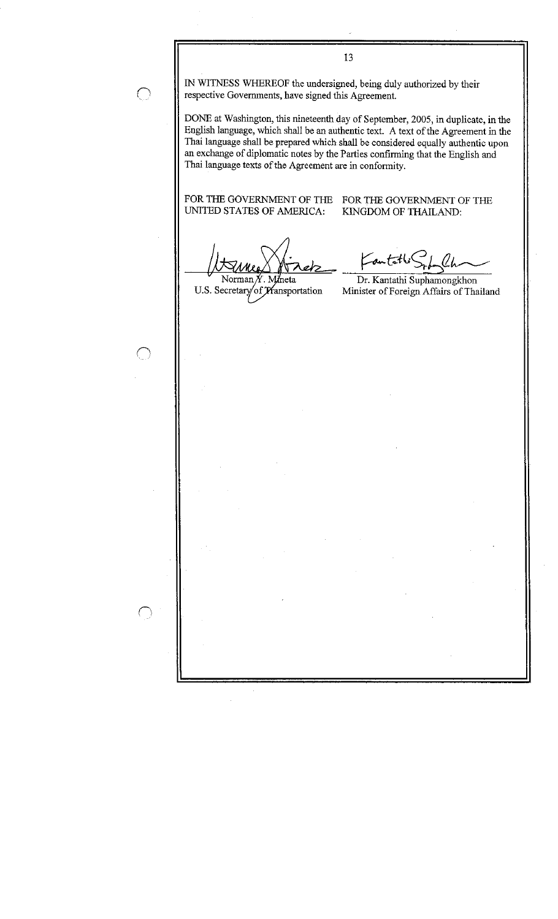IN WITNESS WHEREOF the undersigned, being duly authorized by their respective Governments, have signed this Agreement.

DONE at Washington, this nineteenth day of September, 2005, in duplicate, in the English language, which shall be an authentic text. A text of the Agreement in the Thai language shall be prepared which shall be considered equally authentic upon an exchange of diplomatic notes by the Parties confirming that the English and Thai language texts of the Agreement are in conformity.

| FOR THE GOVERNMENT OF THE UNITED STATES OF AMERICA: | FOR THE GOVERNMENT OF THE KINGDOM OF THAILAND: |
| --- | --- |
| Norman Y. Mineta | Dr. Kantathi Suphamongkhon |
| U.S. Secretary of Transportation | Minister of Foreign Affairs of Thailand |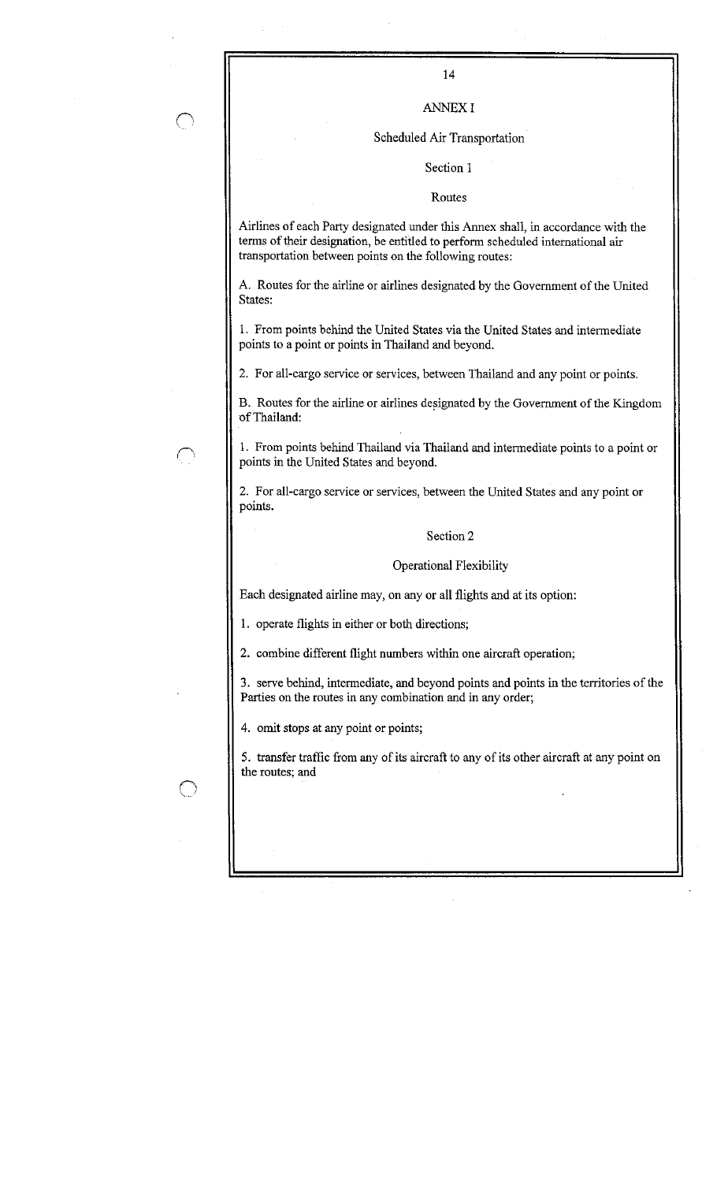# ANNEX I

## Scheduled Air Transportation

### Section 1

### Routes

Airlines of each Party designated under this Annex shall, in accordance with the terms of their designation, be entitled to perform scheduled international air transportation between points on the following routes:

A. Routes for the airline or airlines designated by the Government of the United States:

1. From points behind the United States via the United States and intermediate points to a point or points in Thailand and beyond.

2. For all-cargo service or services, between Thailand and any point or points.

B. Routes for the airline or airlines designated by the Government of the Kingdom of Thailand:

1. From points behind Thailand via Thailand and intermediate points to a point or points in the United States and beyond.

2. For all-cargo service or services, between the United States and any point or points.

### Section 2

### Operational Flexibility

Each designated airline may, on any or all flights and at its option:

1. operate flights in either or both directions;

2. combine different flight numbers within one aircraft operation;

3. serve behind, intermediate, and beyond points and points in the territories of the Parties on the routes in any combination and in any order;

4. omit stops at any point or points;

5. transfer traffic from any of its aircraft to any of its other aircraft at any point on the routes; and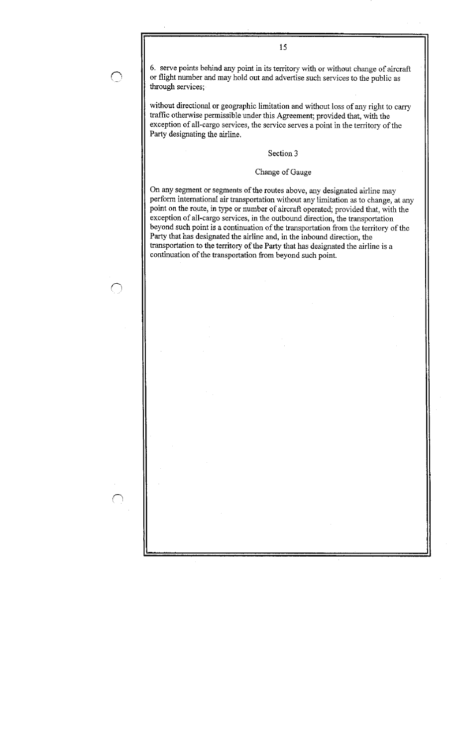6. serve points behind any point in its territory with or without change of aircraft or flight number and may hold out and advertise such services to the public as through services;

without directional or geographic limitation and without loss of any right to carry traffic otherwise permissible under this Agreement; provided that, with the exception of all-cargo services, the service serves a point in the territory of the Party designating the airline.

## Section 3

## Change of Gauge

On any segment or segments of the routes above, any designated airline may perform international air transportation without any limitation as to change, at any point on the route, in type or number of aircraft operated; provided that, with the exception of all-cargo services, in the outbound direction, the transportation beyond such point is a continuation of the transportation from the territory of the Party that has designated the airline and, in the inbound direction, the transportation to the territory of the Party that has designated the airline is a continuation of the transportation from beyond such point.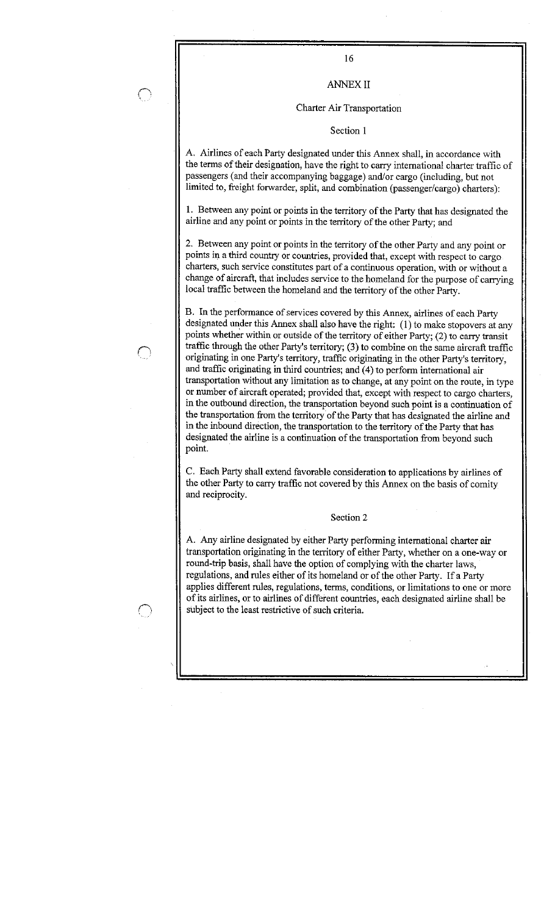# ANNEX II

## Charter Air Transportation

### Section 1

A. Airlines of each Party designated under this Annex shall, in accordance with the terms of their designation, have the right to carry international charter traffic of passengers (and their accompanying baggage) and/or cargo (including, but not limited to, freight forwarder, split, and combination (passenger/cargo) charters):

1. Between any point or points in the territory of the Party that has designated the airline and any point or points in the territory of the other Party; and

2. Between any point or points in the territory of the other Party and any point or points in a third country or countries, provided that, except with respect to cargo charters, such service constitutes part of a continuous operation, with or without a change of aircraft, that includes service to the homeland for the purpose of carrying local traffic between the homeland and the territory of the other Party.

B. In the performance of services covered by this Annex, airlines of each Party designated under this Annex shall also have the right: (1) to make stopovers at any points whether within or outside of the territory of either Party; (2) to carry transit traffic through the other Party's territory; (3) to combine on the same aircraft traffic originating in one Party's territory, traffic originating in the other Party's territory, and traffic originating in third countries; and (4) to perform international air transportation without any limitation as to change, at any point on the route, in type or number of aircraft operated; provided that, except with respect to cargo charters, in the outbound direction, the transportation beyond such point is a continuation of the transportation from the territory of the Party that has designated the airline and in the inbound direction, the transportation to the territory of the Party that has designated the airline is a continuation of the transportation from beyond such point.

C. Each Party shall extend favorable consideration to applications by airlines of the other Party to carry traffic not covered by this Annex on the basis of comity and reciprocity.

### Section 2

A. Any airline designated by either Party performing international charter air transportation originating in the territory of either Party, whether on a one-way or round-trip basis, shall have the option of complying with the charter laws, regulations, and rules either of its homeland or of the other Party. If a Party applies different rules, regulations, terms, conditions, or limitations to one or more of its airlines, or to airlines of different countries, each designated airline shall be subject to the least restrictive of such criteria.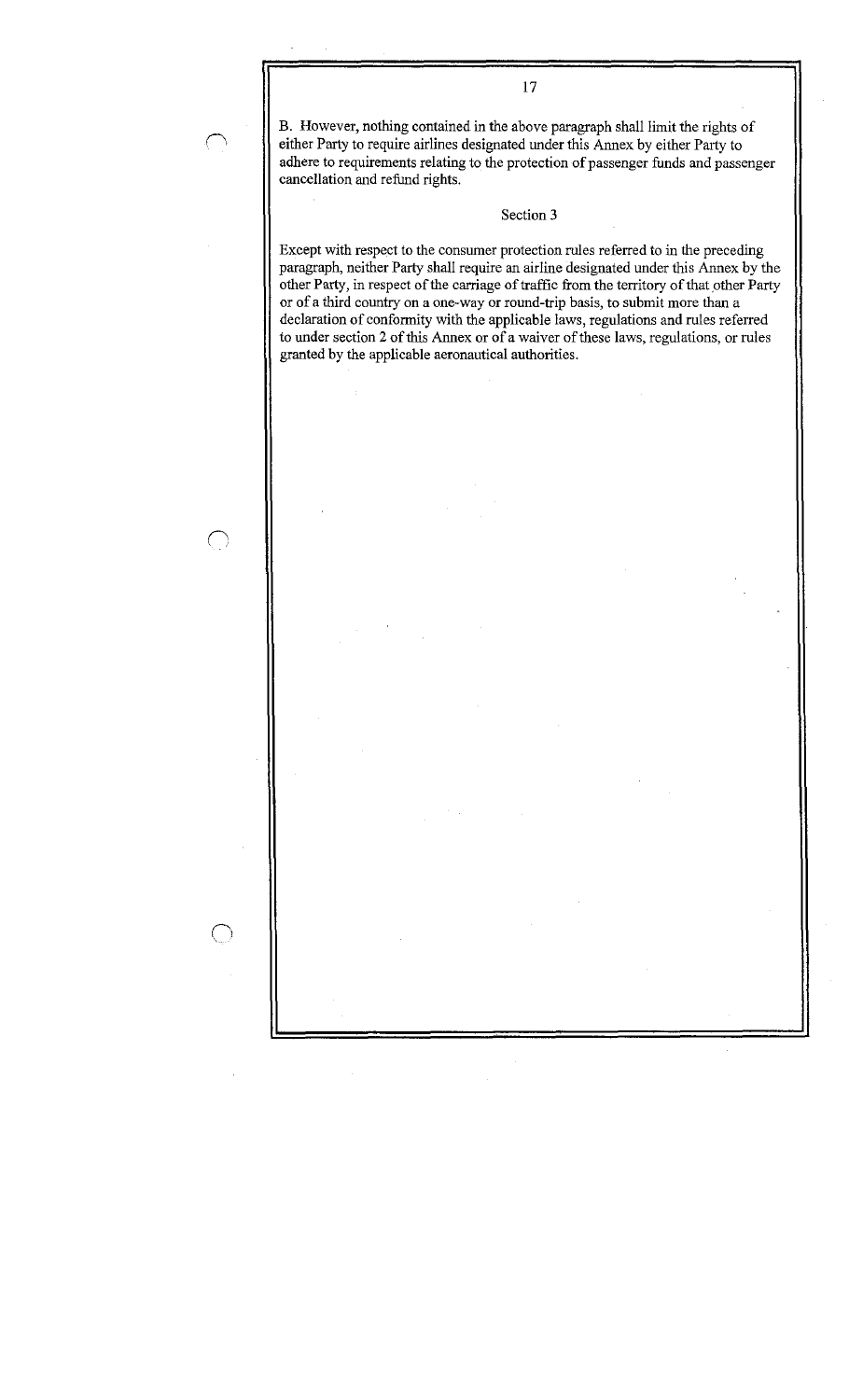B. However, nothing contained in the above paragraph shall limit the rights of either Party to require airlines designated under this Annex by either Party to adhere to requirements relating to the protection of passenger funds and passenger cancellation and refund rights.

## Section 3

Except with respect to the consumer protection rules referred to in the preceding paragraph, neither Party shall require an airline designated under this Annex by the other Party, in respect of the carriage of traffic from the territory of that other Party or of a third country on a one-way or round-trip basis, to submit more than a declaration of conformity with the applicable laws, regulations and rules referred to under section 2 of this Annex or of a waiver of these laws, regulations, or rules granted by the applicable aeronautical authorities.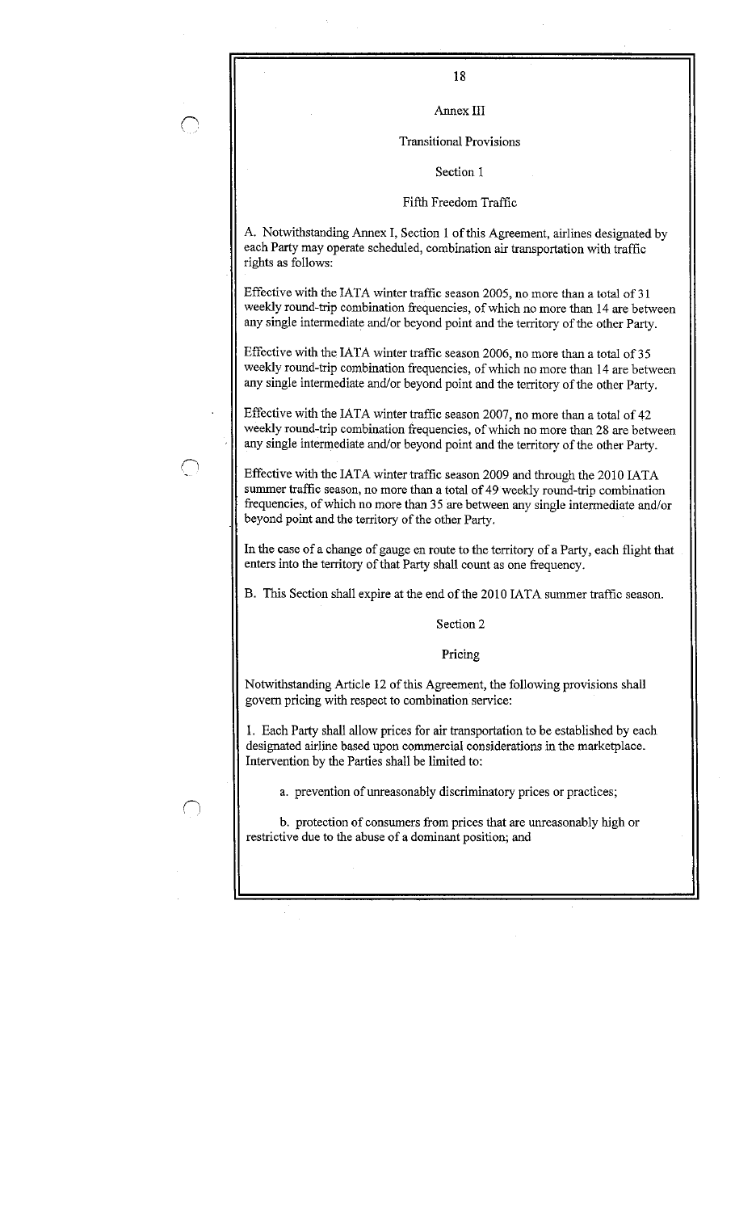# Annex III

## Transitional Provisions

### Section 1

### Fifth Freedom Traffic

A. Notwithstanding Annex I, Section 1 of this Agreement, airlines designated by each Party may operate scheduled, combination air transportation with traffic rights as follows:

Effective with the IATA winter traffic season 2005, no more than a total of 31 weekly round-trip combination frequencies, of which no more than 14 are between any single intermediate and/or beyond point and the territory of the other Party.

Effective with the IATA winter traffic season 2006, no more than a total of 35 weekly round-trip combination frequencies, of which no more than 14 are between any single intermediate and/or beyond point and the territory of the other Party.

Effective with the IATA winter traffic season 2007, no more than a total of 42 weekly round-trip combination frequencies, of which no more than 28 are between any single intermediate and/or beyond point and the territory of the other Party.

Effective with the IATA winter traffic season 2009 and through the 2010 IATA summer traffic season, no more than a total of 49 weekly round-trip combination frequencies, of which no more than 35 are between any single intermediate and/or beyond point and the territory of the other Party.

In the case of a change of gauge en route to the territory of a Party, each flight that enters into the territory of that Party shall count as one frequency.

B. This Section shall expire at the end of the 2010 IATA summer traffic season.

### Section 2

### Pricing

Notwithstanding Article 12 of this Agreement, the following provisions shall govern pricing with respect to combination service:

1. Each Party shall allow prices for air transportation to be established by each designated airline based upon commercial considerations in the marketplace. Intervention by the Parties shall be limited to:

   a. prevention of unreasonably discriminatory prices or practices;

   b. protection of consumers from prices that are unreasonably high or restrictive due to the abuse of a dominant position; and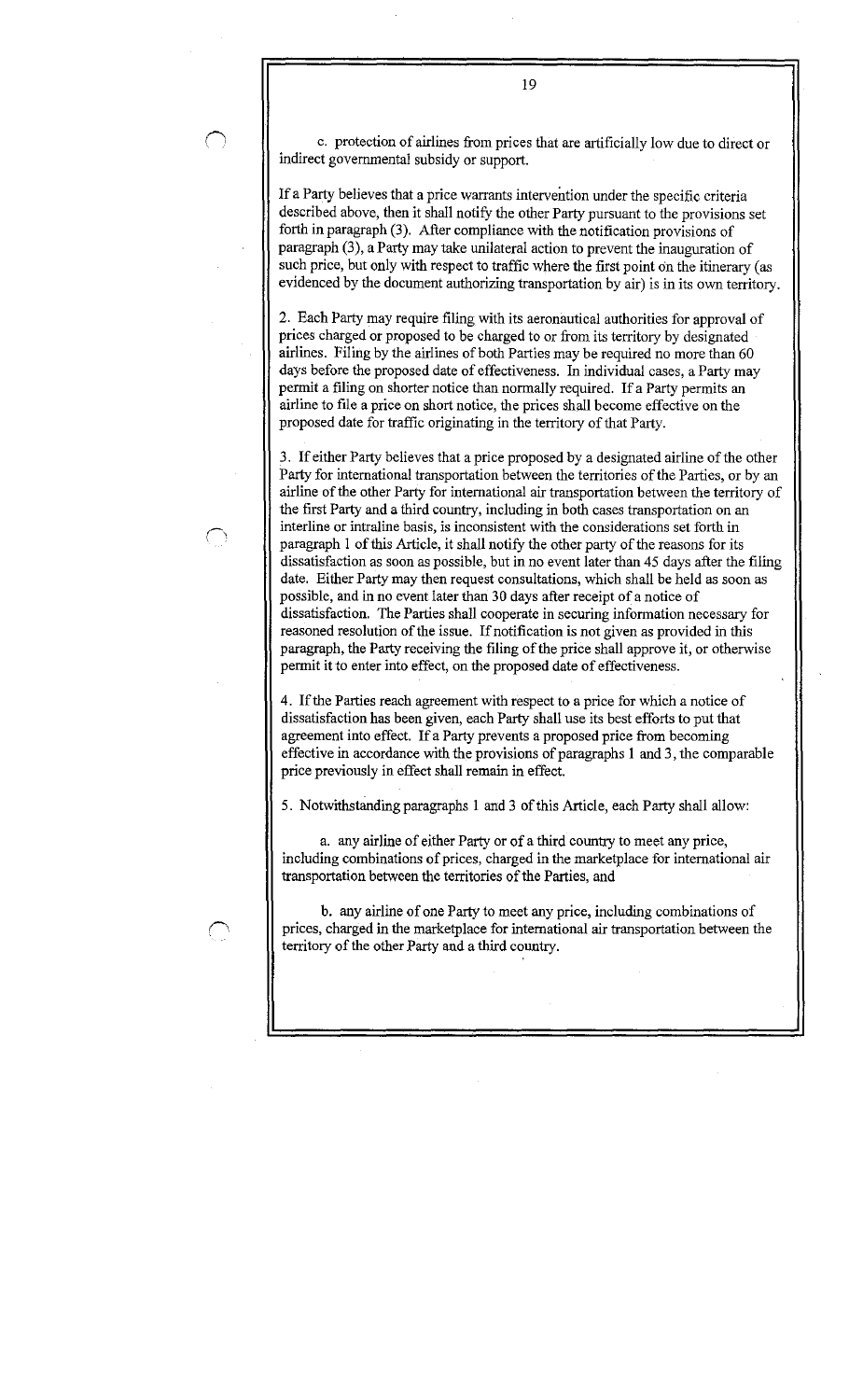c. protection of airlines from prices that are artificially low due to direct or indirect governmental subsidy or support.

If a Party believes that a price warrants intervention under the specific criteria described above, then it shall notify the other Party pursuant to the provisions set forth in paragraph (3). After compliance with the notification provisions of paragraph (3), a Party may take unilateral action to prevent the inauguration of such price, but only with respect to traffic where the first point on the itinerary (as evidenced by the document authorizing transportation by air) is in its own territory.

2. Each Party may require filing with its aeronautical authorities for approval of prices charged or proposed to be charged to or from its territory by designated airlines. Filing by the airlines of both Parties may be required no more than 60 days before the proposed date of effectiveness. In individual cases, a Party may permit a filing on shorter notice than normally required. If a Party permits an airline to file a price on short notice, the prices shall become effective on the proposed date for traffic originating in the territory of that Party.

3. If either Party believes that a price proposed by a designated airline of the other Party for international transportation between the territories of the Parties, or by an airline of the other Party for international air transportation between the territory of the first Party and a third country, including in both cases transportation on an interline or intraline basis, is inconsistent with the considerations set forth in paragraph 1 of this Article, it shall notify the other party of the reasons for its dissatisfaction as soon as possible, but in no event later than 45 days after the filing date. Either Party may then request consultations, which shall be held as soon as possible, and in no event later than 30 days after receipt of a notice of dissatisfaction. The Parties shall cooperate in securing information necessary for reasoned resolution of the issue. If notification is not given as provided in this paragraph, the Party receiving the filing of the price shall approve it, or otherwise permit it to enter into effect, on the proposed date of effectiveness.

4. If the Parties reach agreement with respect to a price for which a notice of dissatisfaction has been given, each Party shall use its best efforts to put that agreement into effect. If a Party prevents a proposed price from becoming effective in accordance with the provisions of paragraphs 1 and 3, the comparable price previously in effect shall remain in effect.

5. Notwithstanding paragraphs 1 and 3 of this Article, each Party shall allow:

a. any airline of either Party or of a third country to meet any price, including combinations of prices, charged in the marketplace for international air transportation between the territories of the Parties, and

b. any airline of one Party to meet any price, including combinations of prices, charged in the marketplace for international air transportation between the territory of the other Party and a third country.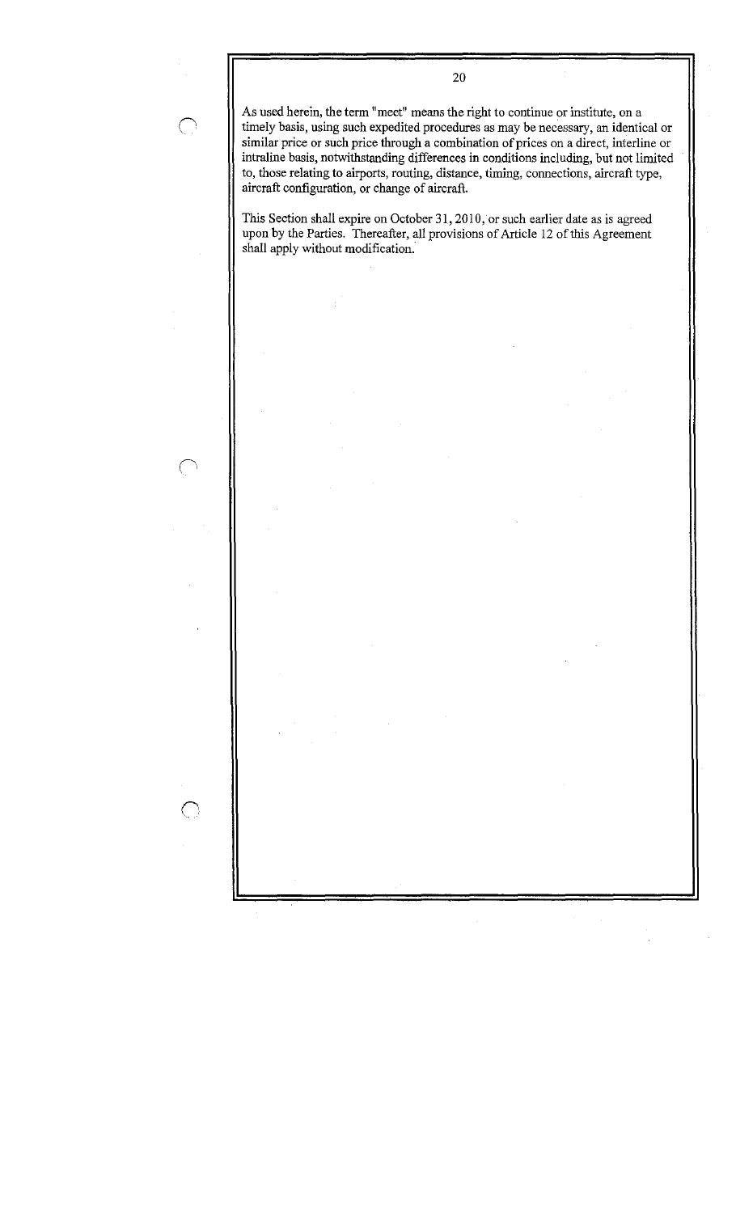As used herein, the term "meet" means the right to continue or institute, on a timely basis, using such expedited procedures as may be necessary, an identical or similar price or such price through a combination of prices on a direct, interline or intraline basis, notwithstanding differences in conditions including, but not limited to, those relating to airports, routing, distance, timing, connections, aircraft type, aircraft configuration, or change of aircraft.

This Section shall expire on October 31, 2010, or such earlier date as is agreed upon by the Parties. Thereafter, all provisions of Article 12 of this Agreement shall apply without modification.